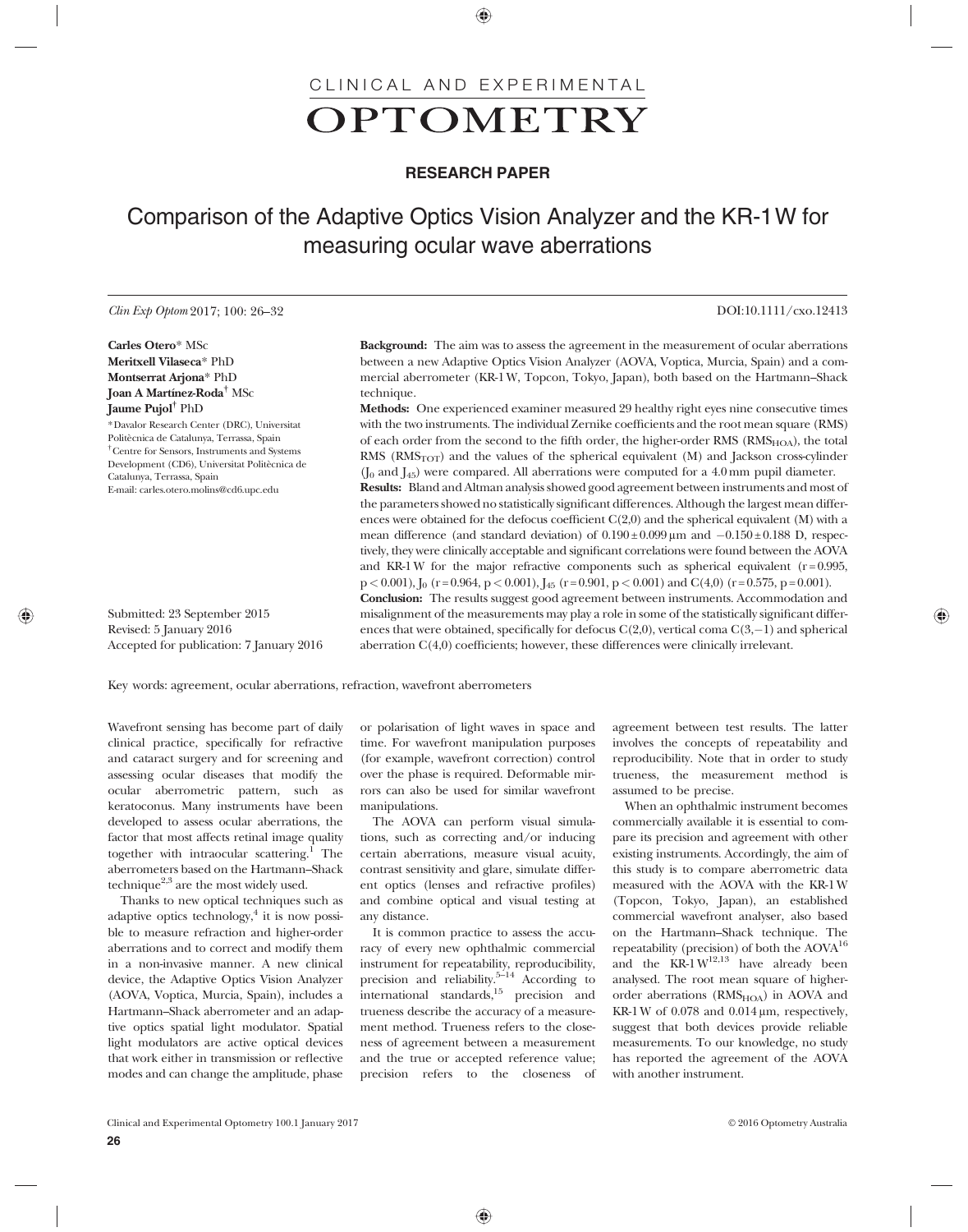CLINICAL AND EXPERIMENTAL

# OPTOMETRY

**RESEARCH PAPER**

## Comparison of the Adaptive Optics Vision Analyzer and the KR-1 W for measuring ocular wave aberrations

*Clin Exp Optom* 2017; 100: 26–32 DOI:10.1111/cxo.12413

**Carles Otero**\* MSc
**Meritxell Vilaseca**\* PhD
**Montserrat Arjona**\* PhD
**Joan A Martínez-Roda**† MSc
**Jaume Pujol**† PhD

\*Davalor Research Center (DRC), Universitat Politècnica de Catalunya, Terrassa, Spain
†Centre for Sensors, Instruments and Systems Development (CD6), Universitat Politècnica de Catalunya, Terrassa, Spain
E-mail: carles.otero.molins@cd6.upc.edu

Submitted: 23 September 2015
Revised: 5 January 2016
Accepted for publication: 7 January 2016

**Background:** The aim was to assess the agreement in the measurement of ocular aberrations between a new Adaptive Optics Vision Analyzer (AOVA, Voptica, Murcia, Spain) and a commercial aberrometer (KR-1 W, Topcon, Tokyo, Japan), both based on the Hartmann–Shack technique.

**Methods:** One experienced examiner measured 29 healthy right eyes nine consecutive times with the two instruments. The individual Zernike coefficients and the root mean square (RMS) of each order from the second to the fifth order, the higher-order RMS ($RMS_{HOA}$), the total RMS ($RMS_{TOT}$) and the values of the spherical equivalent (M) and Jackson cross-cylinder ($J_0$ and $J_{45}$) were compared. All aberrations were computed for a 4.0 mm pupil diameter.

**Results:** Bland and Altman analysis showed good agreement between instruments and most of the parameters showed no statistically significant differences. Although the largest mean differences were obtained for the defocus coefficient C(2,0) and the spherical equivalent (M) with a mean difference (and standard deviation) of 0.190 ± 0.099 µm and −0.150 ± 0.188 D, respectively, they were clinically acceptable and significant correlations were found between the AOVA and KR-1 W for the major refractive components such as spherical equivalent ($r = 0.995$, $p < 0.001$), $J_0$ ($r = 0.964$, $p < 0.001$), $J_{45}$ ($r = 0.901$, $p < 0.001$) and C(4,0) ($r = 0.575$, $p = 0.001$).

**Conclusion:** The results suggest good agreement between instruments. Accommodation and misalignment of the measurements may play a role in some of the statistically significant differences that were obtained, specifically for defocus C(2,0), vertical coma C(3,−1) and spherical aberration C(4,0) coefficients; however, these differences were clinically irrelevant.

Key words: agreement, ocular aberrations, refraction, wavefront aberrometers

Wavefront sensing has become part of daily clinical practice, specifically for refractive and cataract surgery and for screening and assessing ocular diseases that modify the ocular aberrometric pattern, such as keratoconus. Many instruments have been developed to assess ocular aberrations, the factor that most affects retinal image quality together with intraocular scattering.[1] The aberrometers based on the Hartmann–Shack technique[2,3] are the most widely used.

Thanks to new optical techniques such as adaptive optics technology,[4] it is now possible to measure refraction and higher-order aberrations and to correct and modify them in a non-invasive manner. A new clinical device, the Adaptive Optics Vision Analyzer (AOVA, Voptica, Murcia, Spain), includes a Hartmann–Shack aberrometer and an adaptive optics spatial light modulator. Spatial light modulators are active optical devices that work either in transmission or reflective modes and can change the amplitude, phase or polarisation of light waves in space and time. For wavefront manipulation purposes (for example, wavefront correction) control over the phase is required. Deformable mirrors can also be used for similar wavefront manipulations.

The AOVA can perform visual simulations, such as correcting and/or inducing certain aberrations, measure visual acuity, contrast sensitivity and glare, simulate different optics (lenses and refractive profiles) and combine optical and visual testing at any distance.

It is common practice to assess the accuracy of every new ophthalmic commercial instrument for repeatability, reproducibility, precision and reliability.[5–14] According to international standards,[15] precision and trueness describe the accuracy of a measurement method. Trueness refers to the closeness of agreement between a measurement and the true or accepted reference value; precision refers to the closeness of agreement between test results. The latter involves the concepts of repeatability and reproducibility. Note that in order to study trueness, the measurement method is assumed to be precise.

When an ophthalmic instrument becomes commercially available it is essential to compare its precision and agreement with other existing instruments. Accordingly, the aim of this study is to compare aberrometric data measured with the AOVA with the KR-1 W (Topcon, Tokyo, Japan), an established commercial wavefront analyser, also based on the Hartmann–Shack technique. The repeatability (precision) of both the AOVA[16] and the KR-1 W[12,13] have already been analysed. The root mean square of higher-order aberrations ($RMS_{HOA}$) in AOVA and KR-1 W of 0.078 and 0.014 µm, respectively, suggest that both devices provide reliable measurements. To our knowledge, no study has reported the agreement of the AOVA with another instrument.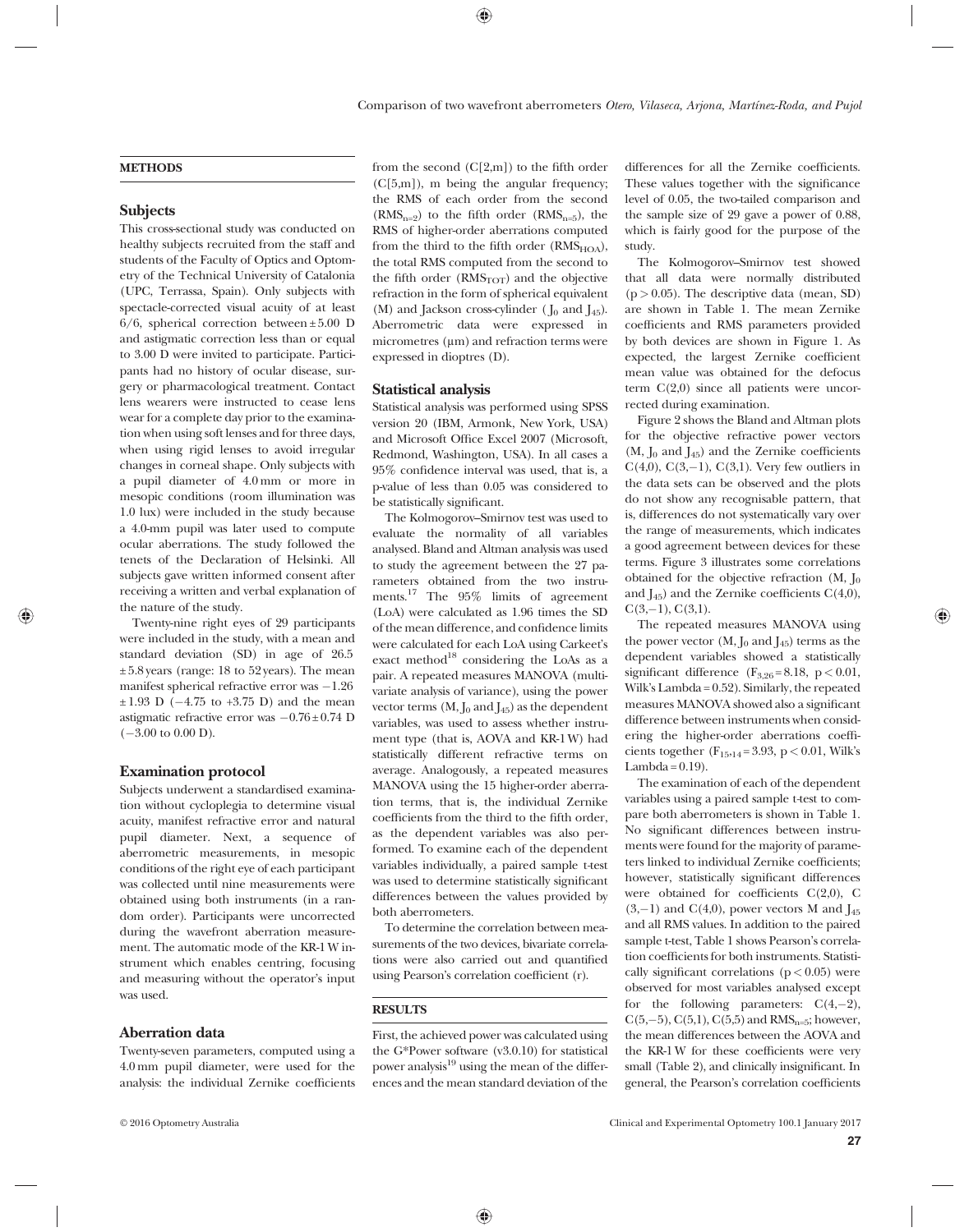## METHODS

### Subjects

This cross-sectional study was conducted on healthy subjects recruited from the staff and students of the Faculty of Optics and Optometry of the Technical University of Catalonia (UPC, Terrassa, Spain). Only subjects with spectacle-corrected visual acuity of at least 6/6, spherical correction between ± 5.00 D and astigmatic correction less than or equal to 3.00 D were invited to participate. Participants had no history of ocular disease, surgery or pharmacological treatment. Contact lens wearers were instructed to cease lens wear for a complete day prior to the examination when using soft lenses and for three days, when using rigid lenses to avoid irregular changes in corneal shape. Only subjects with a pupil diameter of 4.0 mm or more in mesopic conditions (room illumination was 1.0 lux) were included in the study because a 4.0-mm pupil was later used to compute ocular aberrations. The study followed the tenets of the Declaration of Helsinki. All subjects gave written informed consent after receiving a written and verbal explanation of the nature of the study.

Twenty-nine right eyes of 29 participants were included in the study, with a mean and standard deviation (SD) in age of 26.5 ± 5.8 years (range: 18 to 52 years). The mean manifest spherical refractive error was −1.26 ± 1.93 D (−4.75 to +3.75 D) and the mean astigmatic refractive error was −0.76 ± 0.74 D (−3.00 to 0.00 D).

### Examination protocol

Subjects underwent a standardised examination without cycloplegia to determine visual acuity, manifest refractive error and natural pupil diameter. Next, a sequence of aberrometric measurements, in mesopic conditions of the right eye of each participant was collected until nine measurements were obtained using both instruments (in a random order). Participants were uncorrected during the wavefront aberration measurement. The automatic mode of the KR-1 W instrument which enables centring, focusing and measuring without the operator's input was used.

### Aberration data

Twenty-seven parameters, computed using a 4.0 mm pupil diameter, were used for the analysis: the individual Zernike coefficients from the second (C[2,m]) to the fifth order (C[5,m]), m being the angular frequency; the RMS of each order from the second ($RMS_{n=2}$) to the fifth order ($RMS_{n=5}$), the RMS of higher-order aberrations computed from the third to the fifth order ($RMS_{HOA}$), the total RMS computed from the second to the fifth order ($RMS_{TOT}$) and the objective refraction in the form of spherical equivalent (M) and Jackson cross-cylinder ($J_0$ and $J_{45}$). Aberrometric data were expressed in micrometres (µm) and refraction terms were expressed in dioptres (D).

### Statistical analysis

Statistical analysis was performed using SPSS version 20 (IBM, Armonk, New York, USA) and Microsoft Office Excel 2007 (Microsoft, Redmond, Washington, USA). In all cases a 95% confidence interval was used, that is, a p-value of less than 0.05 was considered to be statistically significant.

The Kolmogorov–Smirnov test was used to evaluate the normality of all variables analysed. Bland and Altman analysis was used to study the agreement between the 27 parameters obtained from the two instruments.[17] The 95% limits of agreement (LoA) were calculated as 1.96 times the SD of the mean difference, and confidence limits were calculated for each LoA using Carkeet's exact method[18] considering the LoAs as a pair. A repeated measures MANOVA (multivariate analysis of variance), using the power vector terms (M, $J_0$ and $J_{45}$) as the dependent variables, was used to assess whether instrument type (that is, AOVA and KR-1 W) had statistically different refractive terms on average. Analogously, a repeated measures MANOVA using the 15 higher-order aberration terms, that is, the individual Zernike coefficients from the third to the fifth order, as the dependent variables was also performed. To examine each of the dependent variables individually, a paired sample t-test was used to determine statistically significant differences between the values provided by both aberrometers.

To determine the correlation between measurements of the two devices, bivariate correlations were also carried out and quantified using Pearson's correlation coefficient (r).

## RESULTS

First, the achieved power was calculated using the G*Power software (v3.0.10) for statistical power analysis[19] using the mean of the differences and the mean standard deviation of the differences for all the Zernike coefficients. These values together with the significance level of 0.05, the two-tailed comparison and the sample size of 29 gave a power of 0.88, which is fairly good for the purpose of the study.

The Kolmogorov–Smirnov test showed that all data were normally distributed ($p > 0.05$). The descriptive data (mean, SD) are shown in Table 1. The mean Zernike coefficients and RMS parameters provided by both devices are shown in Figure 1. As expected, the largest Zernike coefficient mean value was obtained for the defocus term C(2,0) since all patients were uncorrected during examination.

Figure 2 shows the Bland and Altman plots for the objective refractive power vectors (M, $J_0$ and $J_{45}$) and the Zernike coefficients C(4,0), C(3,−1), C(3,1). Very few outliers in the data sets can be observed and the plots do not show any recognisable pattern, that is, differences do not systematically vary over the range of measurements, which indicates a good agreement between devices for these terms. Figure 3 illustrates some correlations obtained for the objective refraction (M, $J_0$ and $J_{45}$) and the Zernike coefficients C(4,0), C(3,−1), C(3,1).

The repeated measures MANOVA using the power vector (M, $J_0$ and $J_{45}$) terms as the dependent variables showed a statistically significant difference ($F_{3,26} = 8.18$, $p < 0.01$, Wilk's Lambda = 0.52). Similarly, the repeated measures MANOVA showed also a significant difference between instruments when considering the higher-order aberrations coefficients together ($F_{15,14} = 3.93$, $p < 0.01$, Wilk's Lambda = 0.19).

The examination of each of the dependent variables using a paired sample t-test to compare both aberrometers is shown in Table 1. No significant differences between instruments were found for the majority of parameters linked to individual Zernike coefficients; however, statistically significant differences were obtained for coefficients C(2,0), C(3,−1) and C(4,0), power vectors M and $J_{45}$ and all RMS values. In addition to the paired sample t-test, Table 1 shows Pearson's correlation coefficients for both instruments. Statistically significant correlations ($p < 0.05$) were observed for most variables analysed except for the following parameters: C(4,−2), C(5,−5), C(5,1), C(5,5) and $RMS_{n=5}$; however, the mean differences between the AOVA and the KR-1 W for these coefficients were very small (Table 2), and clinically insignificant. In general, the Pearson's correlation coefficients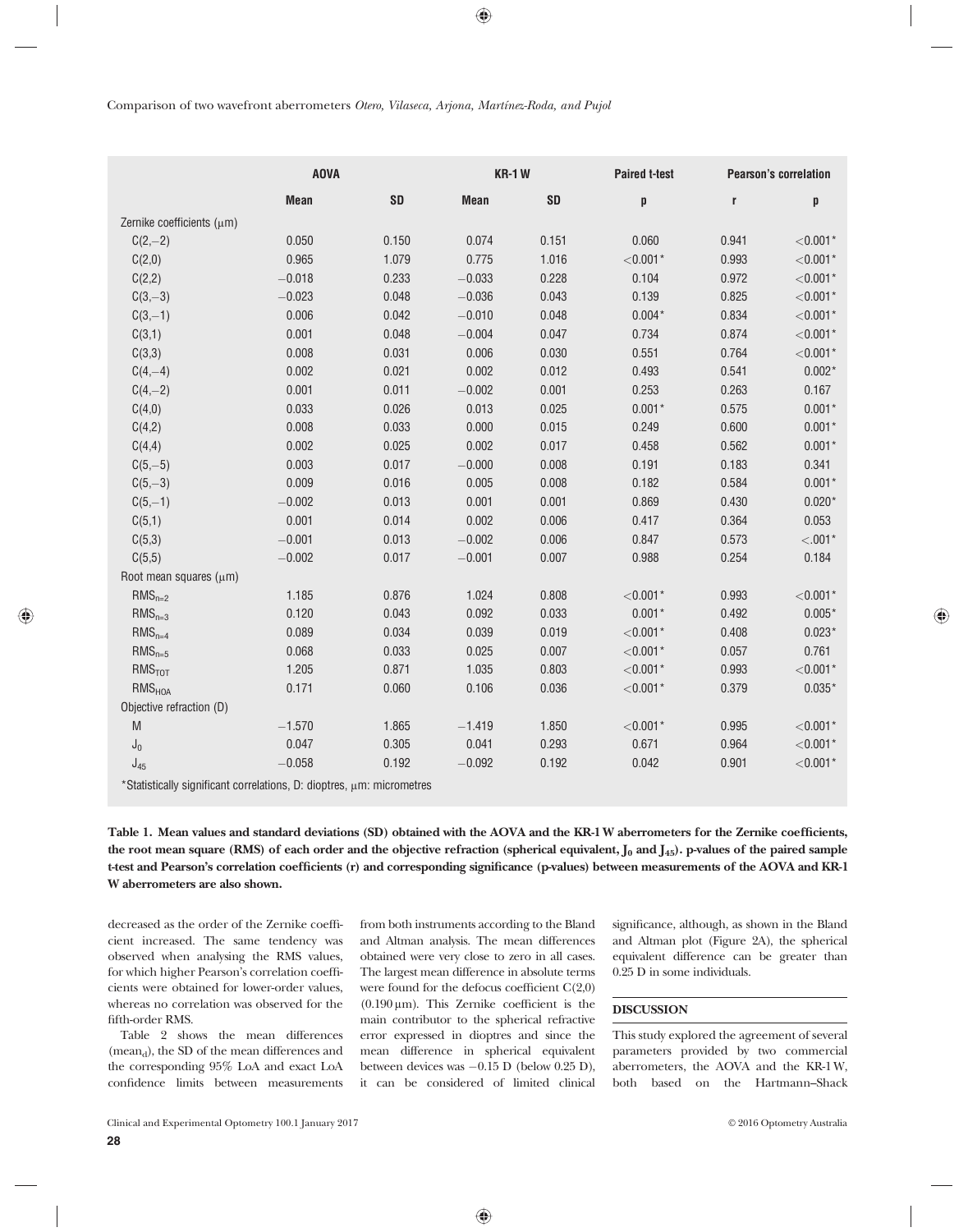| | AOVA | | KR-1 W | | Paired t-test | Pearson's correlation | |
|---|---|---|---|---|---|---|---|
| | Mean | SD | Mean | SD | p | r | p |
| Zernike coefficients (μm) | | | | | | | |
| C(2,−2) | 0.050 | 0.150 | 0.074 | 0.151 | 0.060 | 0.941 | <0.001* |
| C(2,0) | 0.965 | 1.079 | 0.775 | 1.016 | <0.001* | 0.993 | <0.001* |
| C(2,2) | −0.018 | 0.233 | −0.033 | 0.228 | 0.104 | 0.972 | <0.001* |
| C(3,−3) | −0.023 | 0.048 | −0.036 | 0.043 | 0.139 | 0.825 | <0.001* |
| C(3,−1) | 0.006 | 0.042 | −0.010 | 0.048 | 0.004* | 0.834 | <0.001* |
| C(3,1) | 0.001 | 0.048 | −0.004 | 0.047 | 0.734 | 0.874 | <0.001* |
| C(3,3) | 0.008 | 0.031 | 0.006 | 0.030 | 0.551 | 0.764 | <0.001* |
| C(4,−4) | 0.002 | 0.021 | 0.002 | 0.012 | 0.493 | 0.541 | 0.002* |
| C(4,−2) | 0.001 | 0.011 | −0.002 | 0.001 | 0.253 | 0.263 | 0.167 |
| C(4,0) | 0.033 | 0.026 | 0.013 | 0.025 | 0.001* | 0.575 | 0.001* |
| C(4,2) | 0.008 | 0.033 | 0.000 | 0.015 | 0.249 | 0.600 | 0.001* |
| C(4,4) | 0.002 | 0.025 | 0.002 | 0.017 | 0.458 | 0.562 | 0.001* |
| C(5,−5) | 0.003 | 0.017 | −0.000 | 0.008 | 0.191 | 0.183 | 0.341 |
| C(5,−3) | 0.009 | 0.016 | 0.005 | 0.008 | 0.182 | 0.584 | 0.001* |
| C(5,−1) | −0.002 | 0.013 | 0.001 | 0.001 | 0.869 | 0.430 | 0.020* |
| C(5,1) | 0.001 | 0.014 | 0.002 | 0.006 | 0.417 | 0.364 | 0.053 |
| C(5,3) | −0.001 | 0.013 | −0.002 | 0.006 | 0.847 | 0.573 | <.001* |
| C(5,5) | −0.002 | 0.017 | −0.001 | 0.007 | 0.988 | 0.254 | 0.184 |
| Root mean squares (μm) | | | | | | | |
| $RMS_{n=2}$ | 1.185 | 0.876 | 1.024 | 0.808 | <0.001* | 0.993 | <0.001* |
| $RMS_{n=3}$ | 0.120 | 0.043 | 0.092 | 0.033 | 0.001* | 0.492 | 0.005* |
| $RMS_{n=4}$ | 0.089 | 0.034 | 0.039 | 0.019 | <0.001* | 0.408 | 0.023* |
| $RMS_{n=5}$ | 0.068 | 0.033 | 0.025 | 0.007 | <0.001* | 0.057 | 0.761 |
| $RMS_{TOT}$ | 1.205 | 0.871 | 1.035 | 0.803 | <0.001* | 0.993 | <0.001* |
| $RMS_{HOA}$ | 0.171 | 0.060 | 0.106 | 0.036 | <0.001* | 0.379 | 0.035* |
| Objective refraction (D) | | | | | | | |
| M | −1.570 | 1.865 | −1.419 | 1.850 | <0.001* | 0.995 | <0.001* |
| $J_0$ | 0.047 | 0.305 | 0.041 | 0.293 | 0.671 | 0.964 | <0.001* |
| $J_{45}$ | −0.058 | 0.192 | −0.092 | 0.192 | 0.042 | 0.901 | <0.001* |

*Statistically significant correlations, D: dioptres, μm: micrometres

**Table 1. Mean values and standard deviations (SD) obtained with the AOVA and the KR-1 W aberrometers for the Zernike coefficients, the root mean square (RMS) of each order and the objective refraction (spherical equivalent, $J_0$ and $J_{45}$). p-values of the paired sample t-test and Pearson's correlation coefficients (r) and corresponding significance (p-values) between measurements of the AOVA and KR-1 W aberrometers are also shown.**

decreased as the order of the Zernike coefficient increased. The same tendency was observed when analysing the RMS values, for which higher Pearson's correlation coefficients were obtained for lower-order values, whereas no correlation was observed for the fifth-order RMS.

Table 2 shows the mean differences ($mean_d$), the SD of the mean differences and the corresponding 95% LoA and exact LoA confidence limits between measurements from both instruments according to the Bland and Altman analysis. The mean differences obtained were very close to zero in all cases. The largest mean difference in absolute terms were found for the defocus coefficient C(2,0) (0.190 μm). This Zernike coefficient is the main contributor to the spherical refractive error expressed in dioptres and since the mean difference in spherical equivalent between devices was −0.15 D (below 0.25 D), it can be considered of limited clinical significance, although, as shown in the Bland and Altman plot (Figure 2A), the spherical equivalent difference can be greater than 0.25 D in some individuals.

## DISCUSSION

This study explored the agreement of several parameters provided by two commercial aberrometers, the AOVA and the KR-1 W, both based on the Hartmann–Shack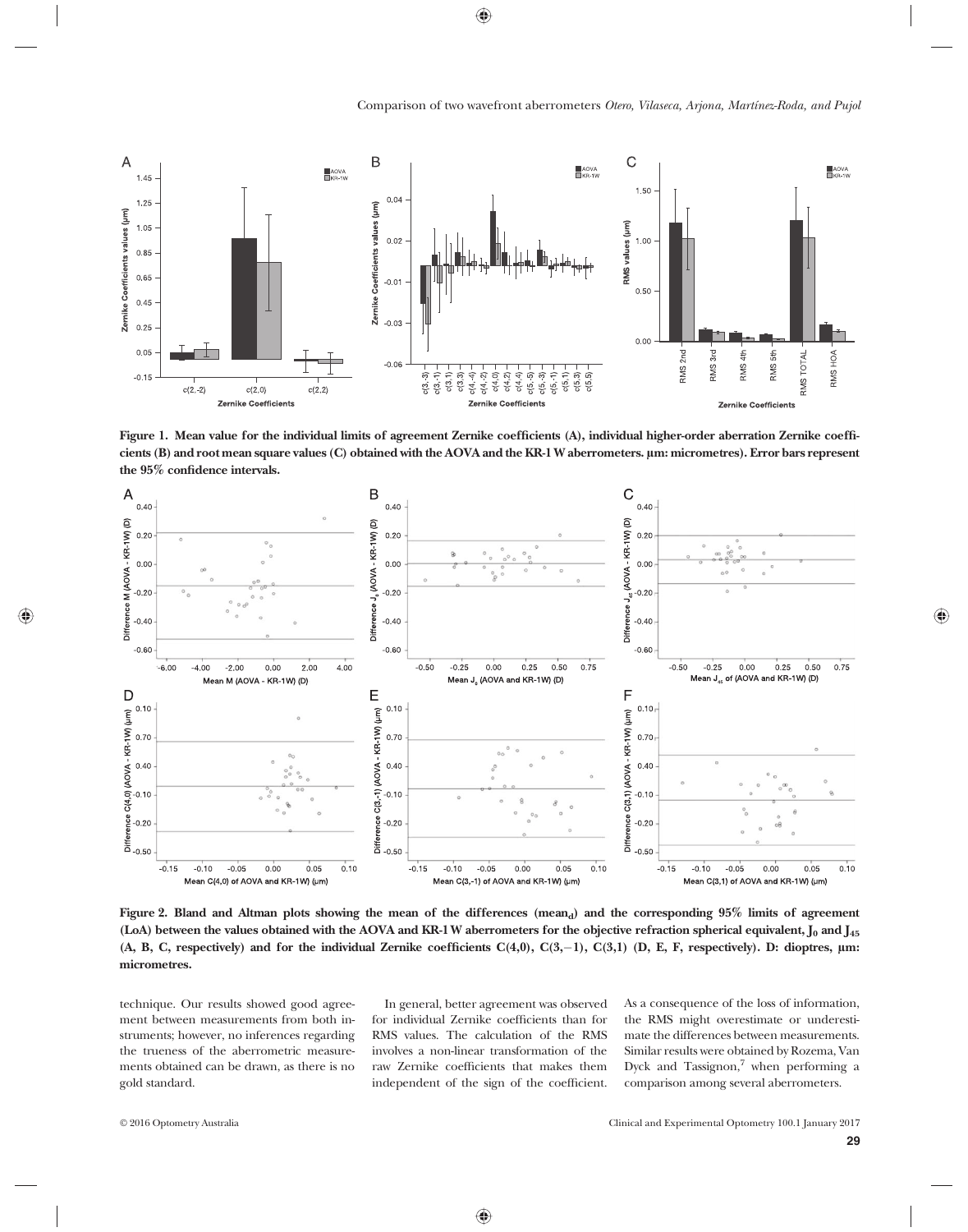**Figure 1. Mean value for the individual limits of agreement Zernike coefficients (A), individual higher-order aberration Zernike coefficients (B) and root mean square values (C) obtained with the AOVA and the KR-1 W aberrometers. μm: micrometres). Error bars represent the 95% confidence intervals.**

**Figure 2. Bland and Altman plots showing the mean of the differences (mean$_d$) and the corresponding 95% limits of agreement (LoA) between the values obtained with the AOVA and KR-1 W aberrometers for the objective refraction spherical equivalent, $J_0$ and $J_{45}$ (A, B, C, respectively) and for the individual Zernike coefficients C(4,0), C(3,−1), C(3,1) (D, E, F, respectively). D: dioptres, μm: micrometres.**

technique. Our results showed good agreement between measurements from both instruments; however, no inferences regarding the trueness of the aberrometric measurements obtained can be drawn, as there is no gold standard.

In general, better agreement was observed for individual Zernike coefficients than for RMS values. The calculation of the RMS involves a non-linear transformation of the raw Zernike coefficients that makes them independent of the sign of the coefficient. As a consequence of the loss of information, the RMS might overestimate or underestimate the differences between measurements. Similar results were obtained by Rozema, Van Dyck and Tassignon,[7] when performing a comparison among several aberrometers.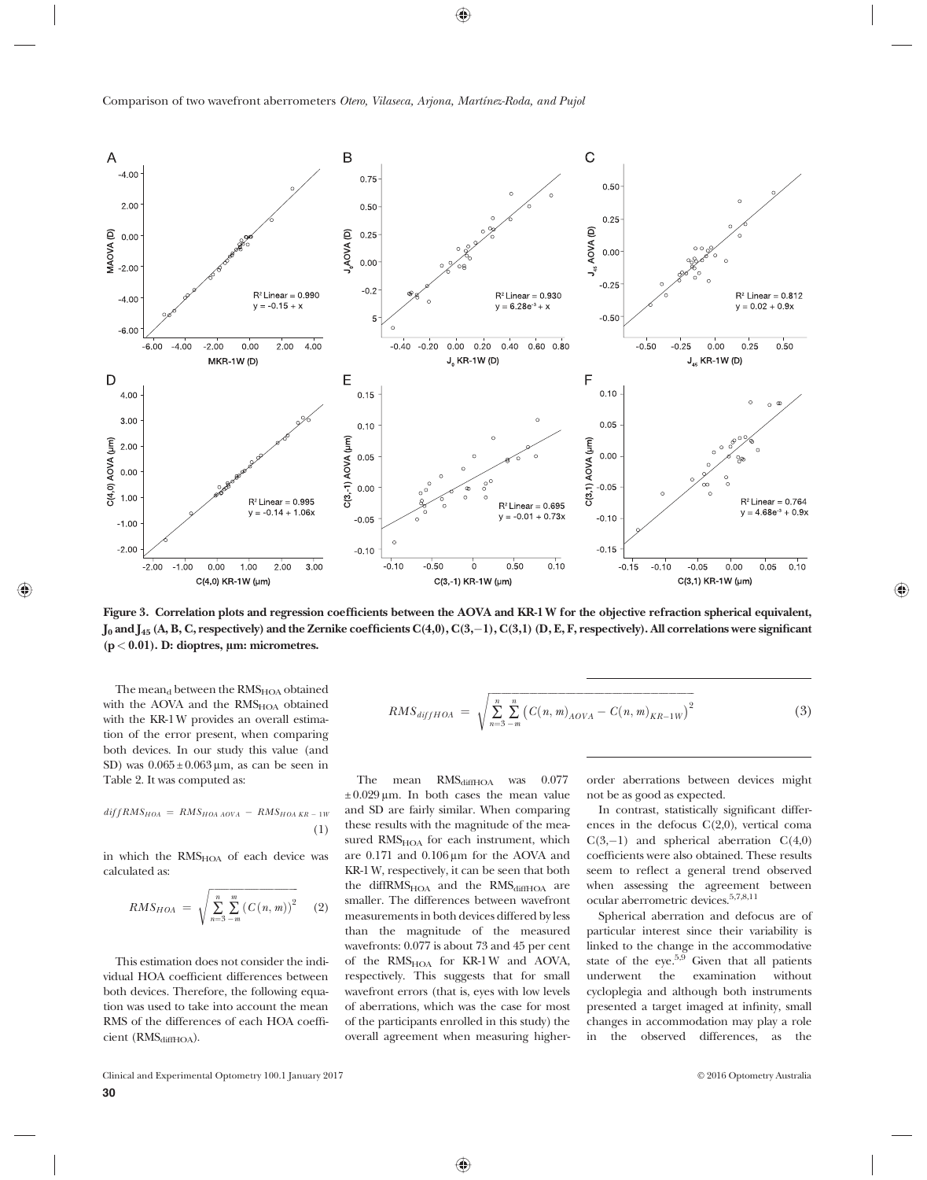Figure 3. Correlation plots and regression coefficients between the AOVA and KR-1 W for the objective refraction spherical equivalent, $J_0$ and $J_{45}$ (A, B, C, respectively) and the Zernike coefficients C(4,0), C(3,−1), C(3,1) (D, E, F, respectively). All correlations were significant ($p < 0.01$). D: dioptres, μm: micrometres.

The $mean_d$ between the $RMS_{HOA}$ obtained with the AOVA and the $RMS_{HOA}$ obtained with the KR-1 W provides an overall estimation of the error present, when comparing both devices. In our study this value (and SD) was $0.065 \pm 0.063$ μm, as can be seen in Table 2. It was computed as:

$$diffRMS_{HOA} = RMS_{HOA\ AOVA} - RMS_{HOA\ KR-1W} \tag{1}$$

in which the $RMS_{HOA}$ of each device was calculated as:

$$RMS_{HOA} = \sqrt{\sum_{n=3}^{n} \sum_{-m}^{m} \left(C(n,m)\right)^2} \tag{2}$$

This estimation does not consider the individual HOA coefficient differences between both devices. Therefore, the following equation was used to take into account the mean RMS of the differences of each HOA coefficient ($RMS_{diffHOA}$).

$$RMS_{diffHOA} = \sqrt{\sum_{n=3}^{n} \sum_{-m}^{n} \left(C(n,m)_{AOVA} - C(n,m)_{KR-1W}\right)^2} \tag{3}$$

The mean $RMS_{diffHOA}$ was 0.077 $\pm 0.029$ μm. In both cases the mean value and SD are fairly similar. When comparing these results with the magnitude of the measured $RMS_{HOA}$ for each instrument, which are 0.171 and 0.106 μm for the AOVA and KR-1 W, respectively, it can be seen that both the $diffRMS_{HOA}$ and the $RMS_{diffHOA}$ are smaller. The differences between wavefront measurements in both devices differed by less than the magnitude of the measured wavefronts: 0.077 is about 73 and 45 per cent of the $RMS_{HOA}$ for KR-1 W and AOVA, respectively. This suggests that for small wavefront errors (that is, eyes with low levels of aberrations, which was the case for most of the participants enrolled in this study) the overall agreement when measuring higher-order aberrations between devices might not be as good as expected.

In contrast, statistically significant differences in the defocus C(2,0), vertical coma C(3,−1) and spherical aberration C(4,0) coefficients were also obtained. These results seem to reflect a general trend observed when assessing the agreement between ocular aberrometric devices.[5,7,8,11]

Spherical aberration and defocus are of particular interest since their variability is linked to the change in the accommodative state of the eye.[5,9] Given that all patients underwent the examination without cycloplegia and although both instruments presented a target imaged at infinity, small changes in accommodation may play a role in the observed differences, as the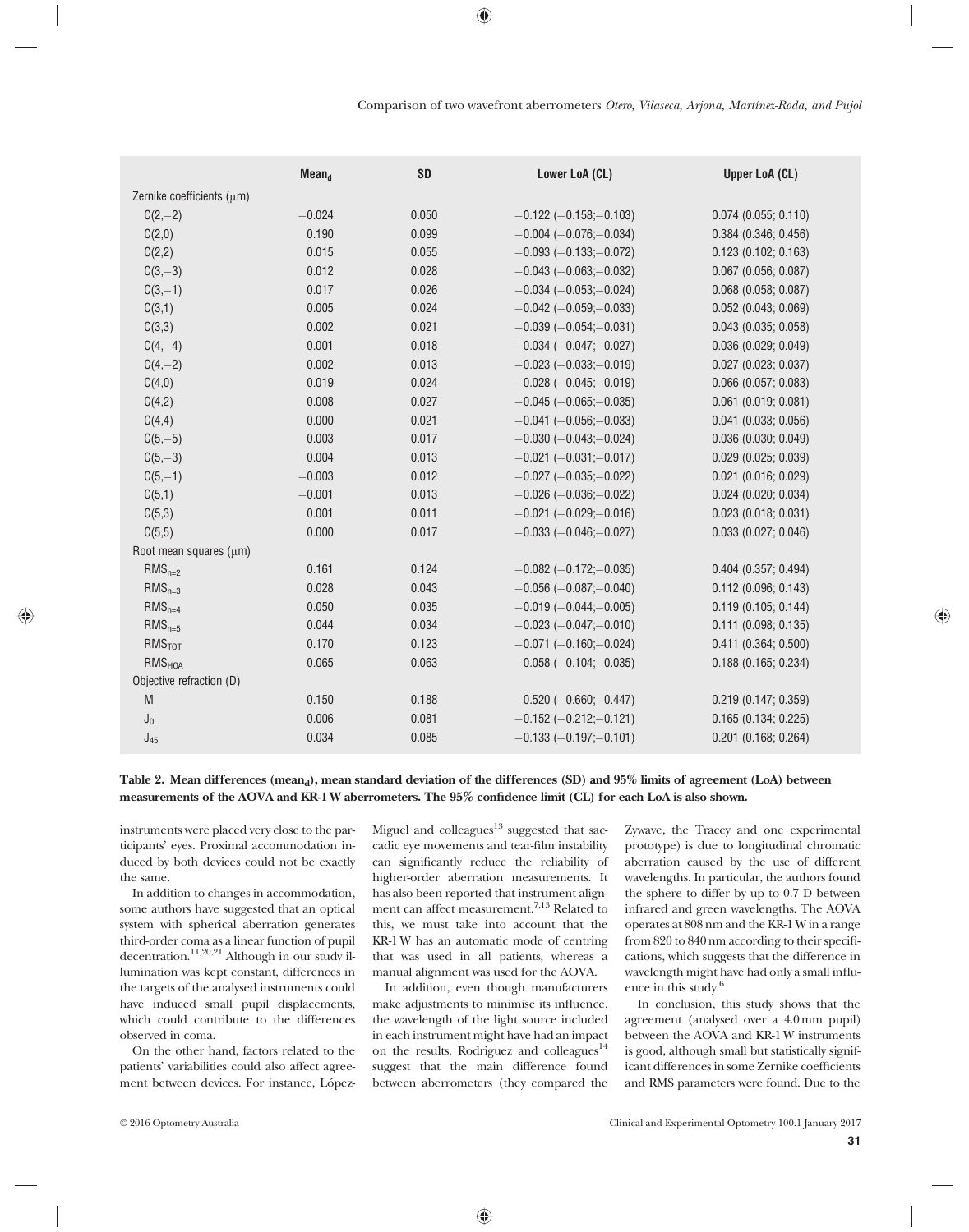| | $Mean_d$ | SD | Lower LoA (CL) | Upper LoA (CL) |
|---|---|---|---|---|
| Zernike coefficients (μm) | | | | |
| C(2,−2) | −0.024 | 0.050 | −0.122 (−0.158;−0.103) | 0.074 (0.055; 0.110) |
| C(2,0) | 0.190 | 0.099 | −0.004 (−0.076;−0.034) | 0.384 (0.346; 0.456) |
| C(2,2) | 0.015 | 0.055 | −0.093 (−0.133;−0.072) | 0.123 (0.102; 0.163) |
| C(3,−3) | 0.012 | 0.028 | −0.043 (−0.063;−0.032) | 0.067 (0.056; 0.087) |
| C(3,−1) | 0.017 | 0.026 | −0.034 (−0.053;−0.024) | 0.068 (0.058; 0.087) |
| C(3,1) | 0.005 | 0.024 | −0.042 (−0.059;−0.033) | 0.052 (0.043; 0.069) |
| C(3,3) | 0.002 | 0.021 | −0.039 (−0.054;−0.031) | 0.043 (0.035; 0.058) |
| C(4,−4) | 0.001 | 0.018 | −0.034 (−0.047;−0.027) | 0.036 (0.029; 0.049) |
| C(4,−2) | 0.002 | 0.013 | −0.023 (−0.033;−0.019) | 0.027 (0.023; 0.037) |
| C(4,0) | 0.019 | 0.024 | −0.028 (−0.045;−0.019) | 0.066 (0.057; 0.083) |
| C(4,2) | 0.008 | 0.027 | −0.045 (−0.065;−0.035) | 0.061 (0.019; 0.081) |
| C(4,4) | 0.000 | 0.021 | −0.041 (−0.056;−0.033) | 0.041 (0.033; 0.056) |
| C(5,−5) | 0.003 | 0.017 | −0.030 (−0.043;−0.024) | 0.036 (0.030; 0.049) |
| C(5,−3) | 0.004 | 0.013 | −0.021 (−0.031;−0.017) | 0.029 (0.025; 0.039) |
| C(5,−1) | −0.003 | 0.012 | −0.027 (−0.035;−0.022) | 0.021 (0.016; 0.029) |
| C(5,1) | −0.001 | 0.013 | −0.026 (−0.036;−0.022) | 0.024 (0.020; 0.034) |
| C(5,3) | 0.001 | 0.011 | −0.021 (−0.029;−0.016) | 0.023 (0.018; 0.031) |
| C(5,5) | 0.000 | 0.017 | −0.033 (−0.046;−0.027) | 0.033 (0.027; 0.046) |
| Root mean squares (μm) | | | | |
| $RMS_{n=2}$ | 0.161 | 0.124 | −0.082 (−0.172;−0.035) | 0.404 (0.357; 0.494) |
| $RMS_{n=3}$ | 0.028 | 0.043 | −0.056 (−0.087;−0.040) | 0.112 (0.096; 0.143) |
| $RMS_{n=4}$ | 0.050 | 0.035 | −0.019 (−0.044;−0.005) | 0.119 (0.105; 0.144) |
| $RMS_{n=5}$ | 0.044 | 0.034 | −0.023 (−0.047;−0.010) | 0.111 (0.098; 0.135) |
| $RMS_{TOT}$ | 0.170 | 0.123 | −0.071 (−0.160;−0.024) | 0.411 (0.364; 0.500) |
| $RMS_{HOA}$ | 0.065 | 0.063 | −0.058 (−0.104;−0.035) | 0.188 (0.165; 0.234) |
| Objective refraction (D) | | | | |
| M | −0.150 | 0.188 | −0.520 (−0.660;−0.447) | 0.219 (0.147; 0.359) |
| $J_0$ | 0.006 | 0.081 | −0.152 (−0.212;−0.121) | 0.165 (0.134; 0.225) |
| $J_{45}$ | 0.034 | 0.085 | −0.133 (−0.197;−0.101) | 0.201 (0.168; 0.264) |

**Table 2. Mean differences ($mean_d$), mean standard deviation of the differences (SD) and 95% limits of agreement (LoA) between measurements of the AOVA and KR-1 W aberrometers. The 95% confidence limit (CL) for each LoA is also shown.**

instruments were placed very close to the participants' eyes. Proximal accommodation induced by both devices could not be exactly the same.

In addition to changes in accommodation, some authors have suggested that an optical system with spherical aberration generates third-order coma as a linear function of pupil decentration.[11,20,21] Although in our study illumination was kept constant, differences in the targets of the analysed instruments could have induced small pupil displacements, which could contribute to the differences observed in coma.

On the other hand, factors related to the patients' variabilities could also affect agreement between devices. For instance, López-Miguel and colleagues[13] suggested that saccadic eye movements and tear-film instability can significantly reduce the reliability of higher-order aberration measurements. It has also been reported that instrument alignment can affect measurement.[7,13] Related to this, we must take into account that the KR-1 W has an automatic mode of centring that was used in all patients, whereas a manual alignment was used for the AOVA.

In addition, even though manufacturers make adjustments to minimise its influence, the wavelength of the light source included in each instrument might have had an impact on the results. Rodriguez and colleagues[14] suggest that the main difference found between aberrometers (they compared the Zywave, the Tracey and one experimental prototype) is due to longitudinal chromatic aberration caused by the use of different wavelengths. In particular, the authors found the sphere to differ by up to 0.7 D between infrared and green wavelengths. The AOVA operates at 808 nm and the KR-1 W in a range from 820 to 840 nm according to their specifications, which suggests that the difference in wavelength might have had only a small influence in this study.[6]

In conclusion, this study shows that the agreement (analysed over a 4.0 mm pupil) between the AOVA and KR-1 W instruments is good, although small but statistically significant differences in some Zernike coefficients and RMS parameters were found. Due to the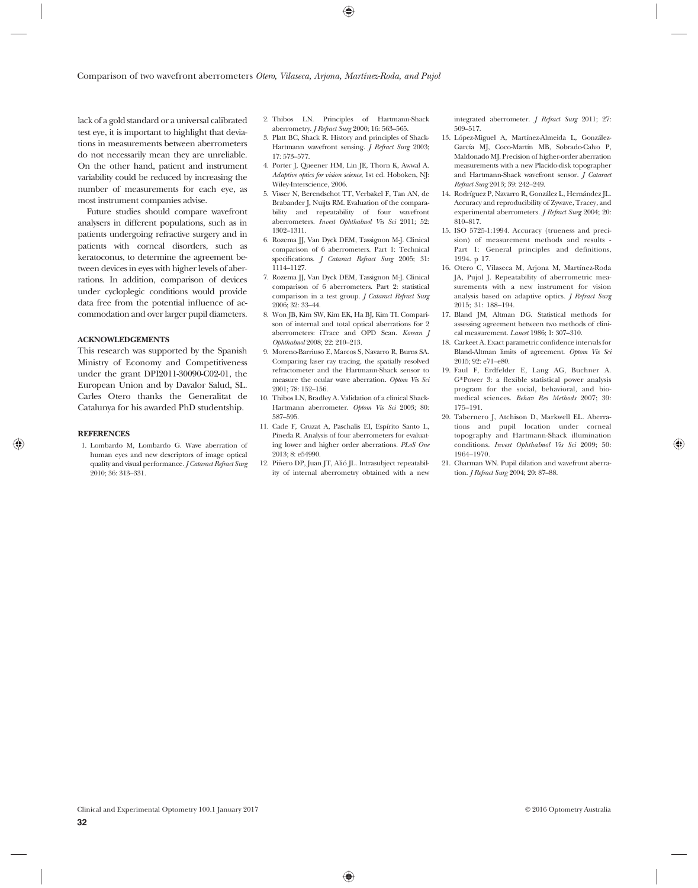lack of a gold standard or a universal calibrated test eye, it is important to highlight that deviations in measurements between aberrometers do not necessarily mean they are unreliable. On the other hand, patient and instrument variability could be reduced by increasing the number of measurements for each eye, as most instrument companies advise.

Future studies should compare wavefront analysers in different populations, such as in patients undergoing refractive surgery and in patients with corneal disorders, such as keratoconus, to determine the agreement between devices in eyes with higher levels of aberrations. In addition, comparison of devices under cycloplegic conditions would provide data free from the potential influence of accommodation and over larger pupil diameters.

#### ACKNOWLEDGEMENTS

This research was supported by the Spanish Ministry of Economy and Competitiveness under the grant DPI2011-30090-C02-01, the European Union and by Davalor Salud, SL. Carles Otero thanks the Generalitat de Catalunya for his awarded PhD studentship.

#### REFERENCES

1. Lombardo M, Lombardo G. Wave aberration of human eyes and new descriptors of image optical quality and visual performance. *J Cataract Refract Surg* 2010; 36: 313–331.
2. Thibos LN. Principles of Hartmann-Shack aberrometry. *J Refract Surg* 2000; 16: 563–565.
3. Platt BC, Shack R. History and principles of Shack-Hartmann wavefront sensing. *J Refract Surg* 2003; 17: 573–577.
4. Porter J, Queener HM, Lin JE, Thorn K, Awwal A. *Adaptive optics for vision science*, 1st ed. Hoboken, NJ: Wiley-Interscience, 2006.
5. Visser N, Berendschot TT, Verbakel F, Tan AN, de Brabander J, Nuijts RM. Evaluation of the comparability and repeatability of four wavefront aberrometers. *Invest Ophthalmol Vis Sci* 2011; 52: 1302–1311.
6. Rozema JJ, Van Dyck DEM, Tassignon M-J. Clinical comparison of 6 aberrometers. Part 1: Technical specifications. *J Cataract Refract Surg* 2005; 31: 1114–1127.
7. Rozema JJ, Van Dyck DEM, Tassignon M-J. Clinical comparison of 6 aberrometers. Part 2: statistical comparison in a test group. *J Cataract Refract Surg* 2006; 32: 33–44.
8. Won JB, Kim SW, Kim EK, Ha BJ, Kim TI. Comparison of internal and total optical aberrations for 2 aberrometers: iTrace and OPD Scan. *Korean J Ophthalmol* 2008; 22: 210–213.
9. Moreno-Barriuso E, Marcos S, Navarro R, Burns SA. Comparing laser ray tracing, the spatially resolved refractometer and the Hartmann-Shack sensor to measure the ocular wave aberration. *Optom Vis Sci* 2001; 78: 152–156.
10. Thibos LN, Bradley A. Validation of a clinical Shack-Hartmann aberrometer. *Optom Vis Sci* 2003; 80: 587–595.
11. Cade F, Cruzat A, Paschalis EI, Espírito Santo L, Pineda R. Analysis of four aberrometers for evaluating lower and higher order aberrations. *PLoS One* 2013; 8: e54990.
12. Piñero DP, Juan JT, Alió JL. Intrasubject repeatability of internal aberrometry obtained with a new integrated aberrometer. *J Refract Surg* 2011; 27: 509–517.
13. López-Miguel A, Martínez-Almeida L, González-García MJ, Coco-Martín MB, Sobrado-Calvo P, Maldonado MJ. Precision of higher-order aberration measurements with a new Placido-disk topographer and Hartmann-Shack wavefront sensor. *J Cataract Refract Surg* 2013; 39: 242–249.
14. Rodríguez P, Navarro R, González L, Hernández JL. Accuracy and reproducibility of Zywave, Tracey, and experimental aberrometers. *J Refract Surg* 2004; 20: 810–817.
15. ISO 5725-1:1994. Accuracy (trueness and precision) of measurement methods and results - Part 1: General principles and definitions, 1994. p 17.
16. Otero C, Vilaseca M, Arjona M, Martínez-Roda JA, Pujol J. Repeatability of aberrometric measurements with a new instrument for vision analysis based on adaptive optics. *J Refract Surg* 2015; 31: 188–194.
17. Bland JM, Altman DG. Statistical methods for assessing agreement between two methods of clinical measurement. *Lancet* 1986; 1: 307–310.
18. Carkeet A. Exact parametric confidence intervals for Bland-Altman limits of agreement. *Optom Vis Sci* 2015; 92: e71–e80.
19. Faul F, Erdfelder E, Lang AG, Buchner A. G*Power 3: a flexible statistical power analysis program for the social, behavioral, and biomedical sciences. *Behav Res Methods* 2007; 39: 175–191.
20. Tabernero J, Atchison D, Markwell EL. Aberrations and pupil location under corneal topography and Hartmann-Shack illumination conditions. *Invest Ophthalmol Vis Sci* 2009; 50: 1964–1970.
21. Charman WN. Pupil dilation and wavefront aberration. *J Refract Surg* 2004; 20: 87–88.